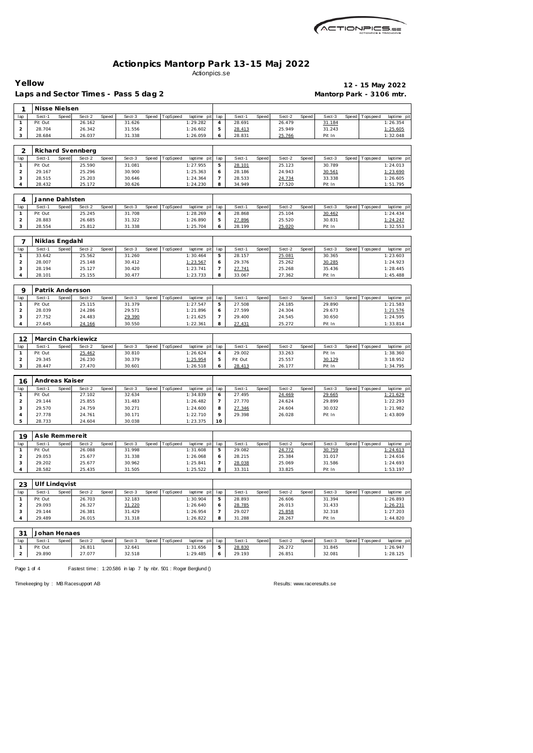# Actionpics Mantorp Park 13-15 Maj 2022

Actionpics.se

**Yellow** — **12 - 15 May 2022**

**Laps and Sector Times - Pass 5 dag 2** — **Mantorp Park - 3106 mtr.**

## 1 Nisse Nielsen

| lap | Sect-1 | Speed | Sect-2 | Speed | Sect-3 | Speed | TopSpeed | laptime pit | lap | Sect-1 | Speed | Sect-2 | Speed | Sect-3 | Speed | Topspeed | laptime pit |
|---|---|---|---|---|---|---|---|---|---|---|---|---|---|---|---|---|---|
| 1 | Pit Out | | 26.162 | | 31.626 | | | 1:29.282 | 4 | 28.691 | | 26.479 | | 31.184 | | | 1:26.354 |
| 2 | 28.704 | | 26.342 | | 31.556 | | | 1:26.602 | 5 | 28.413 | | 25.949 | | 31.243 | | | 1:25.605 |
| 3 | 28.684 | | 26.037 | | 31.338 | | | 1:26.059 | 6 | 28.831 | | 25.766 | | Pit In | | | 1:32.048 |

## 2 Richard Svennberg

| lap | Sect-1 | Speed | Sect-2 | Speed | Sect-3 | Speed | TopSpeed | laptime pit | lap | Sect-1 | Speed | Sect-2 | Speed | Sect-3 | Speed | Topspeed | laptime pit |
|---|---|---|---|---|---|---|---|---|---|---|---|---|---|---|---|---|---|
| 1 | Pit Out | | 25.590 | | 31.081 | | | 1:27.955 | 5 | 28.101 | | 25.123 | | 30.789 | | | 1:24.013 |
| 2 | 29.167 | | 25.296 | | 30.900 | | | 1:25.363 | 6 | 28.186 | | 24.943 | | 30.561 | | | 1:23.690 |
| 3 | 28.515 | | 25.203 | | 30.646 | | | 1:24.364 | 7 | 28.533 | | 24.734 | | 33.338 | | | 1:26.605 |
| 4 | 28.432 | | 25.172 | | 30.626 | | | 1:24.230 | 8 | 34.949 | | 27.520 | | Pit In | | | 1:51.795 |

## 4 Janne Dahlsten

| lap | Sect-1 | Speed | Sect-2 | Speed | Sect-3 | Speed | TopSpeed | laptime pit | lap | Sect-1 | Speed | Sect-2 | Speed | Sect-3 | Speed | Topspeed | laptime pit |
|---|---|---|---|---|---|---|---|---|---|---|---|---|---|---|---|---|---|
| 1 | Pit Out | | 25.245 | | 31.708 | | | 1:28.269 | 4 | 28.868 | | 25.104 | | 30.462 | | | 1:24.434 |
| 2 | 28.883 | | 26.685 | | 31.322 | | | 1:26.890 | 5 | 27.896 | | 25.520 | | 30.831 | | | 1:24.247 |
| 3 | 28.554 | | 25.812 | | 31.338 | | | 1:25.704 | 6 | 28.199 | | 25.020 | | Pit In | | | 1:32.553 |

## 7 Niklas Engdahl

| lap | Sect-1 | Speed | Sect-2 | Speed | Sect-3 | Speed | TopSpeed | laptime pit | lap | Sect-1 | Speed | Sect-2 | Speed | Sect-3 | Speed | Topspeed | laptime pit |
|---|---|---|---|---|---|---|---|---|---|---|---|---|---|---|---|---|---|
| 1 | 33.642 | | 25.562 | | 31.260 | | | 1:30.464 | 5 | 28.157 | | 25.081 | | 30.365 | | | 1:23.603 |
| 2 | 28.007 | | 25.148 | | 30.412 | | | 1:23.567 | 6 | 29.376 | | 25.262 | | 30.285 | | | 1:24.923 |
| 3 | 28.194 | | 25.127 | | 30.420 | | | 1:23.741 | 7 | 27.741 | | 25.268 | | 35.436 | | | 1:28.445 |
| 4 | 28.101 | | 25.155 | | 30.477 | | | 1:23.733 | 8 | 33.067 | | 27.362 | | Pit In | | | 1:45.488 |

## 9 Patrik Andersson

| lap | Sect-1 | Speed | Sect-2 | Speed | Sect-3 | Speed | TopSpeed | laptime pit | lap | Sect-1 | Speed | Sect-2 | Speed | Sect-3 | Speed | Topspeed | laptime pit |
|---|---|---|---|---|---|---|---|---|---|---|---|---|---|---|---|---|---|
| 1 | Pit Out | | 25.115 | | 31.379 | | | 1:27.547 | 5 | 27.508 | | 24.185 | | 29.890 | | | 1:21.583 |
| 2 | 28.039 | | 24.286 | | 29.571 | | | 1:21.896 | 6 | 27.599 | | 24.304 | | 29.673 | | | 1:21.576 |
| 3 | 27.752 | | 24.483 | | 29.390 | | | 1:21.625 | 7 | 29.400 | | 24.545 | | 30.650 | | | 1:24.595 |
| 4 | 27.645 | | 24.166 | | 30.550 | | | 1:22.361 | 8 | 27.431 | | 25.272 | | Pit In | | | 1:33.814 |

## 12 Marcin Charkiewicz

| lap | Sect-1 | Speed | Sect-2 | Speed | Sect-3 | Speed | TopSpeed | laptime pit | lap | Sect-1 | Speed | Sect-2 | Speed | Sect-3 | Speed | Topspeed | laptime pit |
|---|---|---|---|---|---|---|---|---|---|---|---|---|---|---|---|---|---|
| 1 | Pit Out | | 25.462 | | 30.810 | | | 1:26.624 | 4 | 29.002 | | 33.263 | | Pit In | | | 1:38.360 |
| 2 | 29.345 | | 26.230 | | 30.379 | | | 1:25.954 | 5 | Pit Out | | 25.557 | | 30.129 | | | 3:18.952 |
| 3 | 28.447 | | 27.470 | | 30.601 | | | 1:26.518 | 6 | 28.413 | | 26.177 | | Pit In | | | 1:34.795 |

## 16 Andreas Kaiser

| lap | Sect-1 | Speed | Sect-2 | Speed | Sect-3 | Speed | TopSpeed | laptime pit | lap | Sect-1 | Speed | Sect-2 | Speed | Sect-3 | Speed | Topspeed | laptime pit |
|---|---|---|---|---|---|---|---|---|---|---|---|---|---|---|---|---|---|
| 1 | Pit Out | | 27.102 | | 32.634 | | | 1:34.839 | 6 | 27.495 | | 24.469 | | 29.665 | | | 1:21.629 |
| 2 | 29.144 | | 25.855 | | 31.483 | | | 1:26.482 | 7 | 27.770 | | 24.624 | | 29.899 | | | 1:22.293 |
| 3 | 29.570 | | 24.759 | | 30.271 | | | 1:24.600 | 8 | 27.346 | | 24.604 | | 30.032 | | | 1:21.982 |
| 4 | 27.778 | | 24.761 | | 30.171 | | | 1:22.710 | 9 | 29.398 | | 26.028 | | Pit In | | | 1:43.809 |
| 5 | 28.733 | | 24.604 | | 30.038 | | | 1:23.375 | 10 | | | | | | | | |

## 19 Asle Remmereit

| lap | Sect-1 | Speed | Sect-2 | Speed | Sect-3 | Speed | TopSpeed | laptime pit | lap | Sect-1 | Speed | Sect-2 | Speed | Sect-3 | Speed | Topspeed | laptime pit |
|---|---|---|---|---|---|---|---|---|---|---|---|---|---|---|---|---|---|
| 1 | Pit Out | | 26.088 | | 31.998 | | | 1:31.608 | 5 | 29.082 | | 24.772 | | 30.759 | | | 1:24.613 |
| 2 | 29.053 | | 25.677 | | 31.338 | | | 1:26.068 | 6 | 28.215 | | 25.384 | | 31.017 | | | 1:24.616 |
| 3 | 29.202 | | 25.677 | | 30.962 | | | 1:25.841 | 7 | 28.038 | | 25.069 | | 31.586 | | | 1:24.693 |
| 4 | 28.582 | | 25.435 | | 31.505 | | | 1:25.522 | 8 | 33.311 | | 33.825 | | Pit In | | | 1:53.197 |

## 23 Ulf Lindqvist

| lap | Sect-1 | Speed | Sect-2 | Speed | Sect-3 | Speed | TopSpeed | laptime pit | lap | Sect-1 | Speed | Sect-2 | Speed | Sect-3 | Speed | Topspeed | laptime pit |
|---|---|---|---|---|---|---|---|---|---|---|---|---|---|---|---|---|---|
| 1 | Pit Out | | 26.703 | | 32.183 | | | 1:30.904 | 5 | 28.893 | | 26.606 | | 31.394 | | | 1:26.893 |
| 2 | 29.093 | | 26.327 | | 31.220 | | | 1:26.640 | 6 | 28.785 | | 26.013 | | 31.433 | | | 1:26.231 |
| 3 | 29.144 | | 26.381 | | 31.429 | | | 1:26.954 | 7 | 29.027 | | 25.858 | | 32.318 | | | 1:27.203 |
| 4 | 29.489 | | 26.015 | | 31.318 | | | 1:26.822 | 8 | 31.288 | | 28.267 | | Pit In | | | 1:44.820 |

## 31 Johan Henaes

| lap | Sect-1 | Speed | Sect-2 | Speed | Sect-3 | Speed | TopSpeed | laptime pit | lap | Sect-1 | Speed | Sect-2 | Speed | Sect-3 | Speed | Topspeed | laptime pit |
|---|---|---|---|---|---|---|---|---|---|---|---|---|---|---|---|---|---|
| 1 | Pit Out | | 26.811 | | 32.641 | | | 1:31.656 | 5 | 28.830 | | 26.272 | | 31.845 | | | 1:26.947 |
| 2 | 29.890 | | 27.077 | | 32.518 | | | 1:29.485 | 6 | 29.193 | | 26.851 | | 32.081 | | | 1:28.125 |

Fastest time : 1:20.586 in lap 7 by nbr. 501 : Roger Berglund ()

Timekeeping by : MB Racesupport AB

Results: www.raceresults.se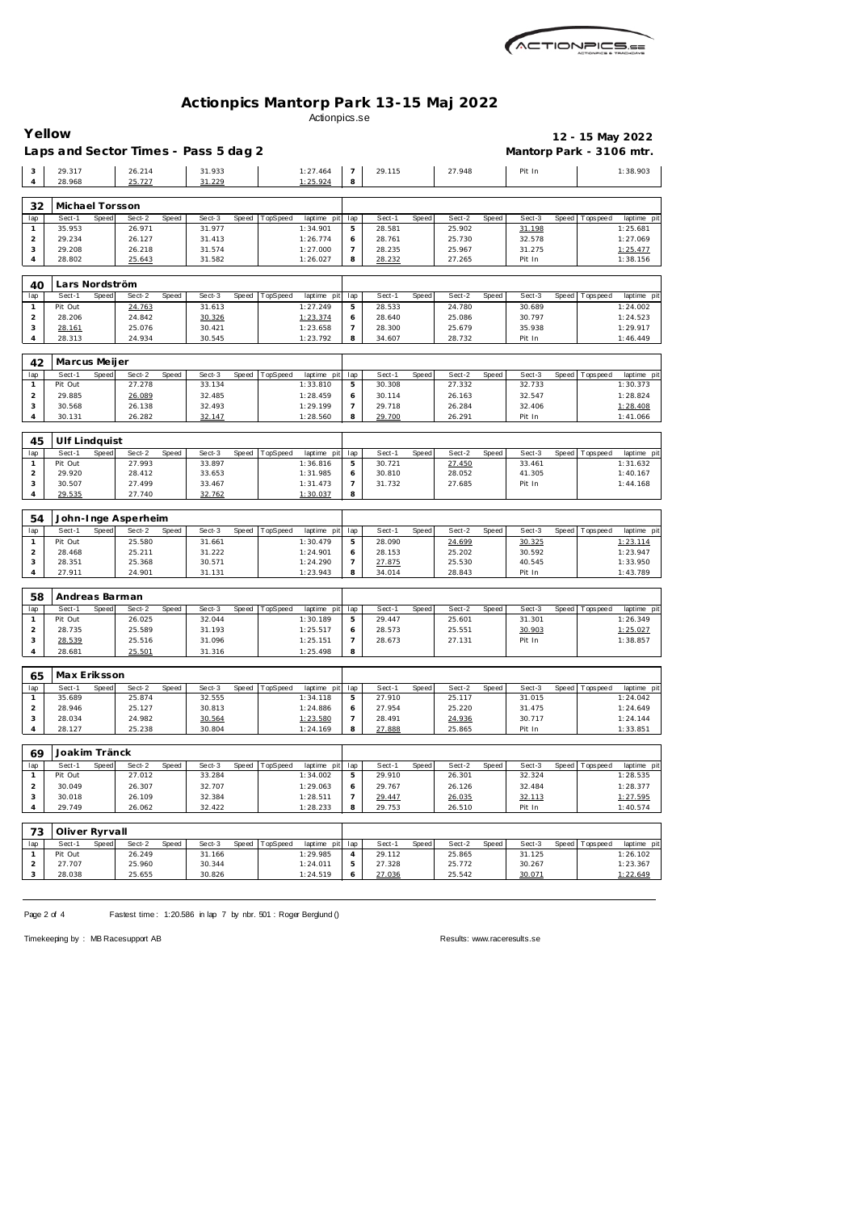# Actionpics Mantorp Park 13-15 Maj 2022

Actionpics.se

**Yellow** — 12 - 15 May 2022

**Laps and Sector Times - Pass 5 dag 2** — Mantorp Park - 3106 mtr.

| lap | Sect-1 | Speed | Sect-2 | Speed | Sect-3 | Speed | TopSpeed | laptime pit | lap | Sect-1 | Speed | Sect-2 | Speed | Sect-3 | Speed | Topspeed | laptime pit |
|---|---|---|---|---|---|---|---|---|---|---|---|---|---|---|---|---|---|
| 3 | 29.317 | | 26.214 | | 31.933 | | | 1:27.464 | 7 | 29.115 | | 27.948 | | Pit In | | | 1:38.903 |
| 4 | 28.968 | | 25.727 | | 31.229 | | | 1:25.924 | 8 | | | | | | | | |

## 32 Michael Torsson

| lap | Sect-1 | Speed | Sect-2 | Speed | Sect-3 | Speed | TopSpeed | laptime pit | lap | Sect-1 | Speed | Sect-2 | Speed | Sect-3 | Speed | Topspeed | laptime pit |
|---|---|---|---|---|---|---|---|---|---|---|---|---|---|---|---|---|---|
| 1 | 35.953 | | 26.971 | | 31.977 | | | 1:34.901 | 5 | 28.581 | | 25.902 | | 31.198 | | | 1:25.681 |
| 2 | 29.234 | | 26.127 | | 31.413 | | | 1:26.774 | 6 | 28.761 | | 25.730 | | 32.578 | | | 1:27.069 |
| 3 | 29.208 | | 26.218 | | 31.574 | | | 1:27.000 | 7 | 28.235 | | 25.967 | | 31.275 | | | 1:25.477 |
| 4 | 28.802 | | 25.643 | | 31.582 | | | 1:26.027 | 8 | 28.232 | | 27.265 | | Pit In | | | 1:38.156 |

## 40 Lars Nordström

| lap | Sect-1 | Speed | Sect-2 | Speed | Sect-3 | Speed | TopSpeed | laptime pit | lap | Sect-1 | Speed | Sect-2 | Speed | Sect-3 | Speed | Topspeed | laptime pit |
|---|---|---|---|---|---|---|---|---|---|---|---|---|---|---|---|---|---|
| 1 | Pit Out | | 24.763 | | 31.613 | | | 1:27.249 | 5 | 28.533 | | 24.780 | | 30.689 | | | 1:24.002 |
| 2 | 28.206 | | 24.842 | | 30.326 | | | 1:23.374 | 6 | 28.640 | | 25.086 | | 30.797 | | | 1:24.523 |
| 3 | 28.161 | | 25.076 | | 30.421 | | | 1:23.658 | 7 | 28.300 | | 25.679 | | 35.938 | | | 1:29.917 |
| 4 | 28.313 | | 24.934 | | 30.545 | | | 1:23.792 | 8 | 34.607 | | 28.732 | | Pit In | | | 1:46.449 |

## 42 Marcus Meijer

| lap | Sect-1 | Speed | Sect-2 | Speed | Sect-3 | Speed | TopSpeed | laptime pit | lap | Sect-1 | Speed | Sect-2 | Speed | Sect-3 | Speed | Topspeed | laptime pit |
|---|---|---|---|---|---|---|---|---|---|---|---|---|---|---|---|---|---|
| 1 | Pit Out | | 27.278 | | 33.134 | | | 1:33.810 | 5 | 30.308 | | 27.332 | | 32.733 | | | 1:30.373 |
| 2 | 29.885 | | 26.089 | | 32.485 | | | 1:28.459 | 6 | 30.114 | | 26.163 | | 32.547 | | | 1:28.824 |
| 3 | 30.568 | | 26.138 | | 32.493 | | | 1:29.199 | 7 | 29.718 | | 26.284 | | 32.406 | | | 1:28.408 |
| 4 | 30.131 | | 26.282 | | 32.147 | | | 1:28.560 | 8 | 29.700 | | 26.291 | | Pit In | | | 1:41.066 |

## 45 Ulf Lindquist

| lap | Sect-1 | Speed | Sect-2 | Speed | Sect-3 | Speed | TopSpeed | laptime pit | lap | Sect-1 | Speed | Sect-2 | Speed | Sect-3 | Speed | Topspeed | laptime pit |
|---|---|---|---|---|---|---|---|---|---|---|---|---|---|---|---|---|---|
| 1 | Pit Out | | 27.993 | | 33.897 | | | 1:36.816 | 5 | 30.721 | | 27.450 | | 33.461 | | | 1:31.632 |
| 2 | 29.920 | | 28.412 | | 33.653 | | | 1:31.985 | 6 | 30.810 | | 28.052 | | 41.305 | | | 1:40.167 |
| 3 | 30.507 | | 27.499 | | 33.467 | | | 1:31.473 | 7 | 31.732 | | 27.685 | | Pit In | | | 1:44.168 |
| 4 | 29.535 | | 27.740 | | 32.762 | | | 1:30.037 | 8 | | | | | | | | |

## 54 John-Inge Asperheim

| lap | Sect-1 | Speed | Sect-2 | Speed | Sect-3 | Speed | TopSpeed | laptime pit | lap | Sect-1 | Speed | Sect-2 | Speed | Sect-3 | Speed | Topspeed | laptime pit |
|---|---|---|---|---|---|---|---|---|---|---|---|---|---|---|---|---|---|
| 1 | Pit Out | | 25.580 | | 31.661 | | | 1:30.479 | 5 | 28.090 | | 24.699 | | 30.325 | | | 1:23.114 |
| 2 | 28.468 | | 25.211 | | 31.222 | | | 1:24.901 | 6 | 28.153 | | 25.202 | | 30.592 | | | 1:23.947 |
| 3 | 28.351 | | 25.368 | | 30.571 | | | 1:24.290 | 7 | 27.875 | | 25.530 | | 40.545 | | | 1:33.950 |
| 4 | 27.911 | | 24.901 | | 31.131 | | | 1:23.943 | 8 | 34.014 | | 28.843 | | Pit In | | | 1:43.789 |

## 58 Andreas Barman

| lap | Sect-1 | Speed | Sect-2 | Speed | Sect-3 | Speed | TopSpeed | laptime pit | lap | Sect-1 | Speed | Sect-2 | Speed | Sect-3 | Speed | Topspeed | laptime pit |
|---|---|---|---|---|---|---|---|---|---|---|---|---|---|---|---|---|---|
| 1 | Pit Out | | 26.025 | | 32.044 | | | 1:30.189 | 5 | 29.447 | | 25.601 | | 31.301 | | | 1:26.349 |
| 2 | 28.735 | | 25.589 | | 31.193 | | | 1:25.517 | 6 | 28.573 | | 25.551 | | 30.903 | | | 1:25.027 |
| 3 | 28.539 | | 25.516 | | 31.096 | | | 1:25.151 | 7 | 28.673 | | 27.131 | | Pit In | | | 1:38.857 |
| 4 | 28.681 | | 25.501 | | 31.316 | | | 1:25.498 | 8 | | | | | | | | |

## 65 Max Eriksson

| lap | Sect-1 | Speed | Sect-2 | Speed | Sect-3 | Speed | TopSpeed | laptime pit | lap | Sect-1 | Speed | Sect-2 | Speed | Sect-3 | Speed | Topspeed | laptime pit |
|---|---|---|---|---|---|---|---|---|---|---|---|---|---|---|---|---|---|
| 1 | 35.689 | | 25.874 | | 32.555 | | | 1:34.118 | 5 | 27.910 | | 25.117 | | 31.015 | | | 1:24.042 |
| 2 | 28.946 | | 25.127 | | 30.813 | | | 1:24.886 | 6 | 27.954 | | 25.220 | | 31.475 | | | 1:24.649 |
| 3 | 28.034 | | 24.982 | | 30.564 | | | 1:23.580 | 7 | 28.491 | | 24.936 | | 30.717 | | | 1:24.144 |
| 4 | 28.127 | | 25.238 | | 30.804 | | | 1:24.169 | 8 | 27.888 | | 25.865 | | Pit In | | | 1:33.851 |

## 69 Joakim Tränck

| lap | Sect-1 | Speed | Sect-2 | Speed | Sect-3 | Speed | TopSpeed | laptime pit | lap | Sect-1 | Speed | Sect-2 | Speed | Sect-3 | Speed | Topspeed | laptime pit |
|---|---|---|---|---|---|---|---|---|---|---|---|---|---|---|---|---|---|
| 1 | Pit Out | | 27.012 | | 33.284 | | | 1:34.002 | 5 | 29.910 | | 26.301 | | 32.324 | | | 1:28.535 |
| 2 | 30.049 | | 26.307 | | 32.707 | | | 1:29.063 | 6 | 29.767 | | 26.126 | | 32.484 | | | 1:28.377 |
| 3 | 30.018 | | 26.109 | | 32.384 | | | 1:28.511 | 7 | 29.447 | | 26.035 | | 32.113 | | | 1:27.595 |
| 4 | 29.749 | | 26.062 | | 32.422 | | | 1:28.233 | 8 | 29.753 | | 26.510 | | Pit In | | | 1:40.574 |

## 73 Oliver Ryrvall

| lap | Sect-1 | Speed | Sect-2 | Speed | Sect-3 | Speed | TopSpeed | laptime pit | lap | Sect-1 | Speed | Sect-2 | Speed | Sect-3 | Speed | Topspeed | laptime pit |
|---|---|---|---|---|---|---|---|---|---|---|---|---|---|---|---|---|---|
| 1 | Pit Out | | 26.249 | | 31.166 | | | 1:29.985 | 4 | 29.112 | | 25.865 | | 31.125 | | | 1:26.102 |
| 2 | 27.707 | | 25.960 | | 30.344 | | | 1:24.011 | 5 | 27.328 | | 25.772 | | 30.267 | | | 1:23.367 |
| 3 | 28.038 | | 25.655 | | 30.826 | | | 1:24.519 | 6 | 27.036 | | 25.542 | | 30.071 | | | 1:22.649 |

Fastest time : 1:20.586 in lap 7 by nbr. 501 : Roger Berglund ()

Timekeeping by : MB Racesupport AB — Results: www.raceresults.se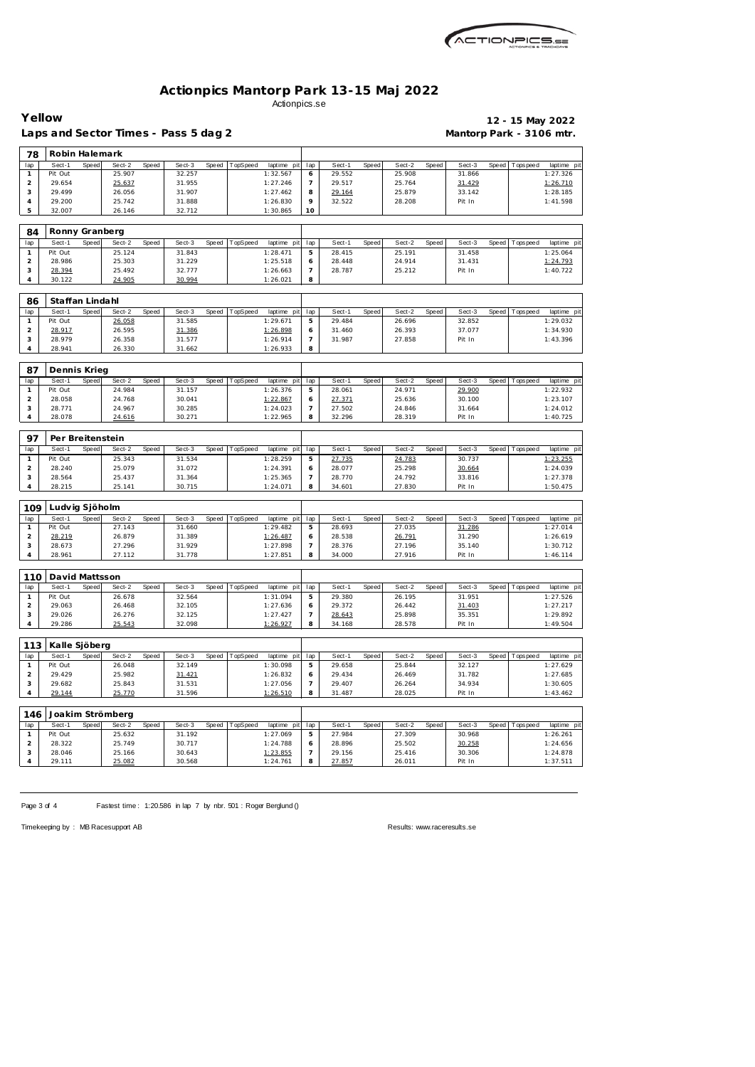# Actionpics Mantorp Park 13-15 Maj 2022

Actionpics.se

**Yellow** — **12 - 15 May 2022**

**Laps and Sector Times - Pass 5 dag 2** — **Mantorp Park - 3106 mtr.**

| 78 | Robin Halemark | | | | | | | | | | | | | | | | | |
|---|---|---|---|---|---|---|---|---|---|---|---|---|---|---|---|---|---|---|
| lap | Sect-1 | Speed | Sect-2 | Speed | Sect-3 | Speed | TopSpeed | laptime pit | lap | Sect-1 | Speed | Sect-2 | Speed | Sect-3 | Speed | Topspeed | laptime pit |
| 1 | Pit Out | | 25.907 | | 32.257 | | | 1:32.567 | 6 | 29.552 | | 25.908 | | 31.866 | | | 1:27.326 |
| 2 | 29.654 | | 25.637 | | 31.955 | | | 1:27.246 | 7 | 29.517 | | 25.764 | | 31.429 | | | 1:26.710 |
| 3 | 29.499 | | 26.056 | | 31.907 | | | 1:27.462 | 8 | 29.164 | | 25.879 | | 33.142 | | | 1:28.185 |
| 4 | 29.200 | | 25.742 | | 31.888 | | | 1:26.830 | 9 | 32.522 | | 28.208 | | Pit In | | | 1:41.598 |
| 5 | 32.007 | | 26.146 | | 32.712 | | | 1:30.865 | 10 | | | | | | | | |

| 84 | Ronny Granberg | | | | | | | | | | | | | | | | |
|---|---|---|---|---|---|---|---|---|---|---|---|---|---|---|---|---|---|
| lap | Sect-1 | Speed | Sect-2 | Speed | Sect-3 | Speed | TopSpeed | laptime pit | lap | Sect-1 | Speed | Sect-2 | Speed | Sect-3 | Speed | Topspeed | laptime pit |
| 1 | Pit Out | | 25.124 | | 31.843 | | | 1:28.471 | 5 | 28.415 | | 25.191 | | 31.458 | | | 1:25.064 |
| 2 | 28.986 | | 25.303 | | 31.229 | | | 1:25.518 | 6 | 28.448 | | 24.914 | | 31.431 | | | 1:24.793 |
| 3 | 28.394 | | 25.492 | | 32.777 | | | 1:26.663 | 7 | 28.787 | | 25.212 | | Pit In | | | 1:40.722 |
| 4 | 30.122 | | 24.905 | | 30.994 | | | 1:26.021 | 8 | | | | | | | | |

| 86 | Staffan Lindahl | | | | | | | | | | | | | | | | |
|---|---|---|---|---|---|---|---|---|---|---|---|---|---|---|---|---|---|
| lap | Sect-1 | Speed | Sect-2 | Speed | Sect-3 | Speed | TopSpeed | laptime pit | lap | Sect-1 | Speed | Sect-2 | Speed | Sect-3 | Speed | Topspeed | laptime pit |
| 1 | Pit Out | | 26.058 | | 31.585 | | | 1:29.671 | 5 | 29.484 | | 26.696 | | 32.852 | | | 1:29.032 |
| 2 | 28.917 | | 26.595 | | 31.386 | | | 1:26.898 | 6 | 31.460 | | 26.393 | | 37.077 | | | 1:34.930 |
| 3 | 28.979 | | 26.358 | | 31.577 | | | 1:26.914 | 7 | 31.987 | | 27.858 | | Pit In | | | 1:43.396 |
| 4 | 28.941 | | 26.330 | | 31.662 | | | 1:26.933 | 8 | | | | | | | | |

| 87 | Dennis Krieg | | | | | | | | | | | | | | | | |
|---|---|---|---|---|---|---|---|---|---|---|---|---|---|---|---|---|---|
| lap | Sect-1 | Speed | Sect-2 | Speed | Sect-3 | Speed | TopSpeed | laptime pit | lap | Sect-1 | Speed | Sect-2 | Speed | Sect-3 | Speed | Topspeed | laptime pit |
| 1 | Pit Out | | 24.984 | | 31.157 | | | 1:26.376 | 5 | 28.061 | | 24.971 | | 29.900 | | | 1:22.932 |
| 2 | 28.058 | | 24.768 | | 30.041 | | | 1:22.867 | 6 | 27.371 | | 25.636 | | 30.100 | | | 1:23.107 |
| 3 | 28.771 | | 24.967 | | 30.285 | | | 1:24.023 | 7 | 27.502 | | 24.846 | | 31.664 | | | 1:24.012 |
| 4 | 28.078 | | 24.616 | | 30.271 | | | 1:22.965 | 8 | 32.296 | | 28.319 | | Pit In | | | 1:40.725 |

| 97 | Per Breitenstein | | | | | | | | | | | | | | | | |
|---|---|---|---|---|---|---|---|---|---|---|---|---|---|---|---|---|---|
| lap | Sect-1 | Speed | Sect-2 | Speed | Sect-3 | Speed | TopSpeed | laptime pit | lap | Sect-1 | Speed | Sect-2 | Speed | Sect-3 | Speed | Topspeed | laptime pit |
| 1 | Pit Out | | 25.343 | | 31.534 | | | 1:28.259 | 5 | 27.735 | | 24.783 | | 30.737 | | | 1:23.255 |
| 2 | 28.240 | | 25.079 | | 31.072 | | | 1:24.391 | 6 | 28.077 | | 25.298 | | 30.664 | | | 1:24.039 |
| 3 | 28.564 | | 25.437 | | 31.364 | | | 1:25.365 | 7 | 28.770 | | 24.792 | | 33.816 | | | 1:27.378 |
| 4 | 28.215 | | 25.141 | | 30.715 | | | 1:24.071 | 8 | 34.601 | | 27.830 | | Pit In | | | 1:50.475 |

| 109 | Ludvig Sjöholm | | | | | | | | | | | | | | | | |
|---|---|---|---|---|---|---|---|---|---|---|---|---|---|---|---|---|---|
| lap | Sect-1 | Speed | Sect-2 | Speed | Sect-3 | Speed | TopSpeed | laptime pit | lap | Sect-1 | Speed | Sect-2 | Speed | Sect-3 | Speed | Topspeed | laptime pit |
| 1 | Pit Out | | 27.143 | | 31.660 | | | 1:29.482 | 5 | 28.693 | | 27.035 | | 31.286 | | | 1:27.014 |
| 2 | 28.219 | | 26.879 | | 31.389 | | | 1:26.487 | 6 | 28.538 | | 26.791 | | 31.290 | | | 1:26.619 |
| 3 | 28.673 | | 27.296 | | 31.929 | | | 1:27.898 | 7 | 28.376 | | 27.196 | | 35.140 | | | 1:30.712 |
| 4 | 28.961 | | 27.112 | | 31.778 | | | 1:27.851 | 8 | 34.000 | | 27.916 | | Pit In | | | 1:46.114 |

| 110 | David Mattsson | | | | | | | | | | | | | | | | |
|---|---|---|---|---|---|---|---|---|---|---|---|---|---|---|---|---|---|
| lap | Sect-1 | Speed | Sect-2 | Speed | Sect-3 | Speed | TopSpeed | laptime pit | lap | Sect-1 | Speed | Sect-2 | Speed | Sect-3 | Speed | Topspeed | laptime pit |
| 1 | Pit Out | | 26.678 | | 32.564 | | | 1:31.094 | 5 | 29.380 | | 26.195 | | 31.951 | | | 1:27.526 |
| 2 | 29.063 | | 26.468 | | 32.105 | | | 1:27.636 | 6 | 29.372 | | 26.442 | | 31.403 | | | 1:27.217 |
| 3 | 29.026 | | 26.276 | | 32.125 | | | 1:27.427 | 7 | 28.643 | | 25.898 | | 35.351 | | | 1:29.892 |
| 4 | 29.286 | | 25.543 | | 32.098 | | | 1:26.927 | 8 | 34.168 | | 28.578 | | Pit In | | | 1:49.504 |

| 113 | Kalle Sjöberg | | | | | | | | | | | | | | | | |
|---|---|---|---|---|---|---|---|---|---|---|---|---|---|---|---|---|---|
| lap | Sect-1 | Speed | Sect-2 | Speed | Sect-3 | Speed | TopSpeed | laptime pit | lap | Sect-1 | Speed | Sect-2 | Speed | Sect-3 | Speed | Topspeed | laptime pit |
| 1 | Pit Out | | 26.048 | | 32.149 | | | 1:30.098 | 5 | 29.658 | | 25.844 | | 32.127 | | | 1:27.629 |
| 2 | 29.429 | | 25.982 | | 31.421 | | | 1:26.832 | 6 | 29.434 | | 26.469 | | 31.782 | | | 1:27.685 |
| 3 | 29.682 | | 25.843 | | 31.531 | | | 1:27.056 | 7 | 29.407 | | 26.264 | | 34.934 | | | 1:30.605 |
| 4 | 29.144 | | 25.770 | | 31.596 | | | 1:26.510 | 8 | 31.487 | | 28.025 | | Pit In | | | 1:43.462 |

| 146 | Joakim Strömberg | | | | | | | | | | | | | | | | |
|---|---|---|---|---|---|---|---|---|---|---|---|---|---|---|---|---|---|
| lap | Sect-1 | Speed | Sect-2 | Speed | Sect-3 | Speed | TopSpeed | laptime pit | lap | Sect-1 | Speed | Sect-2 | Speed | Sect-3 | Speed | Topspeed | laptime pit |
| 1 | Pit Out | | 25.632 | | 31.192 | | | 1:27.069 | 5 | 27.984 | | 27.309 | | 30.968 | | | 1:26.261 |
| 2 | 28.322 | | 25.749 | | 30.717 | | | 1:24.788 | 6 | 28.896 | | 25.502 | | 30.258 | | | 1:24.656 |
| 3 | 28.046 | | 25.166 | | 30.643 | | | 1:23.855 | 7 | 29.156 | | 25.416 | | 30.306 | | | 1:24.878 |
| 4 | 29.111 | | 25.082 | | 30.568 | | | 1:24.761 | 8 | 27.857 | | 26.011 | | Pit In | | | 1:37.511 |

Fastest time : 1:20.586 in lap 7 by nbr. 501 : Roger Berglund ()

Timekeeping by : MB Racesupport AB

Results: www.raceresults.se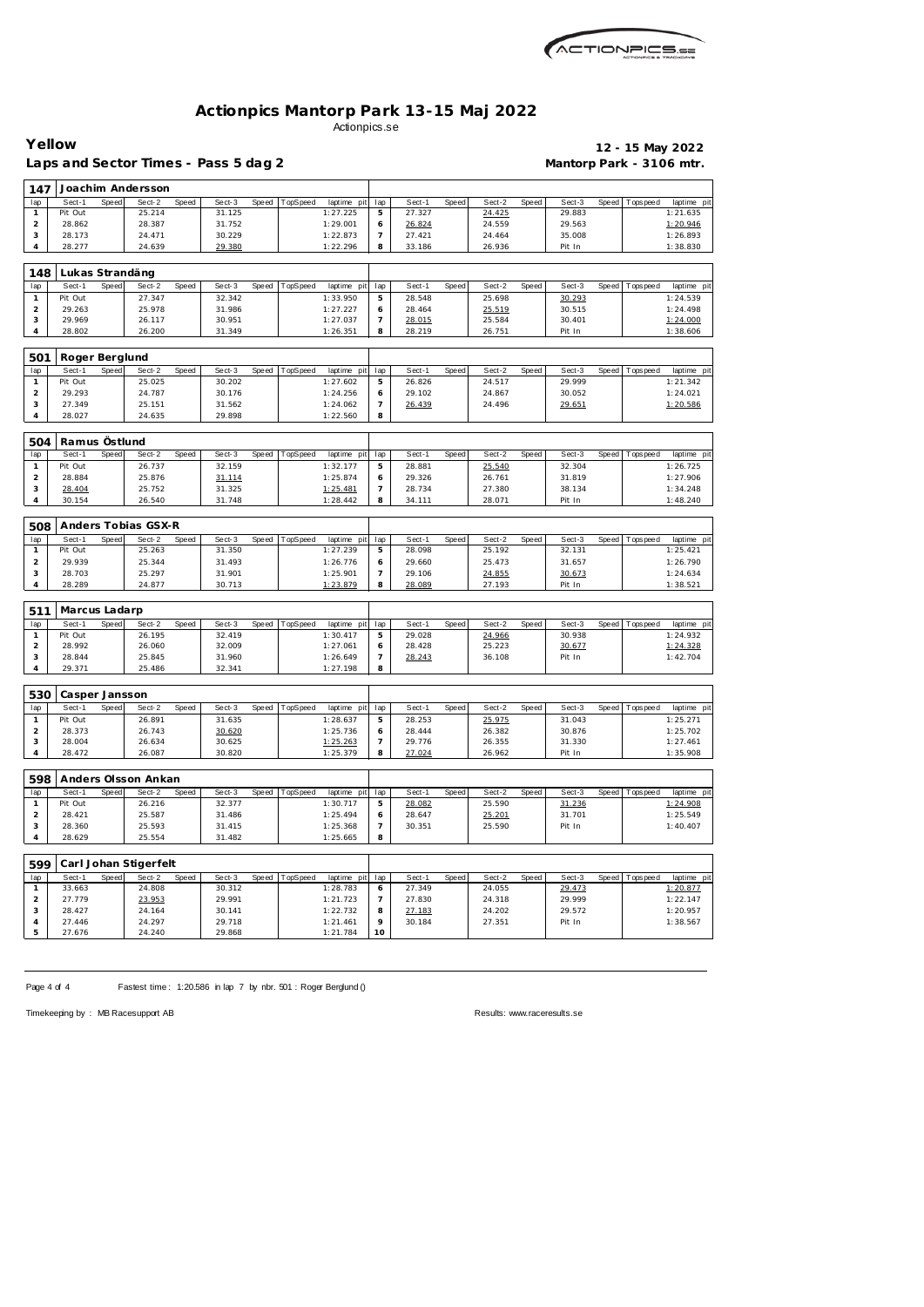# Actionpics Mantorp Park 13-15 Maj 2022

Actionpics.se

**Yellow** **12 - 15 May 2022**

**Laps and Sector Times - Pass 5 dag 2** **Mantorp Park - 3106 mtr.**

## 147 Joachim Andersson

| lap | Sect-1 | Speed | Sect-2 | Speed | Sect-3 | Speed | TopSpeed | laptime pit | lap | Sect-1 | Speed | Sect-2 | Speed | Sect-3 | Speed | Topspeed | laptime pit |
|---|---|---|---|---|---|---|---|---|---|---|---|---|---|---|---|---|---|
| 1 | Pit Out | | 25.214 | | 31.125 | | | 1:27.225 | 5 | 27.327 | | 24.425 | | 29.883 | | | 1:21.635 |
| 2 | 28.862 | | 28.387 | | 31.752 | | | 1:29.001 | 6 | 26.824 | | 24.559 | | 29.563 | | | 1:20.946 |
| 3 | 28.173 | | 24.471 | | 30.229 | | | 1:22.873 | 7 | 27.421 | | 24.464 | | 35.008 | | | 1:26.893 |
| 4 | 28.277 | | 24.639 | | 29.380 | | | 1:22.296 | 8 | 33.186 | | 26.936 | | Pit In | | | 1:38.830 |

## 148 Lukas Strandäng

| lap | Sect-1 | Speed | Sect-2 | Speed | Sect-3 | Speed | TopSpeed | laptime pit | lap | Sect-1 | Speed | Sect-2 | Speed | Sect-3 | Speed | Topspeed | laptime pit |
|---|---|---|---|---|---|---|---|---|---|---|---|---|---|---|---|---|---|
| 1 | Pit Out | | 27.347 | | 32.342 | | | 1:33.950 | 5 | 28.548 | | 25.698 | | 30.293 | | | 1:24.539 |
| 2 | 29.263 | | 25.978 | | 31.986 | | | 1:27.227 | 6 | 28.464 | | 25.519 | | 30.515 | | | 1:24.498 |
| 3 | 29.969 | | 26.117 | | 30.951 | | | 1:27.037 | 7 | 28.015 | | 25.584 | | 30.401 | | | 1:24.000 |
| 4 | 28.802 | | 26.200 | | 31.349 | | | 1:26.351 | 8 | 28.219 | | 26.751 | | Pit In | | | 1:38.606 |

## 501 Roger Berglund

| lap | Sect-1 | Speed | Sect-2 | Speed | Sect-3 | Speed | TopSpeed | laptime pit | lap | Sect-1 | Speed | Sect-2 | Speed | Sect-3 | Speed | Topspeed | laptime pit |
|---|---|---|---|---|---|---|---|---|---|---|---|---|---|---|---|---|---|
| 1 | Pit Out | | 25.025 | | 30.202 | | | 1:27.602 | 5 | 26.826 | | 24.517 | | 29.999 | | | 1:21.342 |
| 2 | 29.293 | | 24.787 | | 30.176 | | | 1:24.256 | 6 | 29.102 | | 24.867 | | 30.052 | | | 1:24.021 |
| 3 | 27.349 | | 25.151 | | 31.562 | | | 1:24.062 | 7 | 26.439 | | 24.496 | | 29.651 | | | 1:20.586 |
| 4 | 28.027 | | 24.635 | | 29.898 | | | 1:22.560 | 8 | | | | | | | | |

## 504 Ramus Östlund

| lap | Sect-1 | Speed | Sect-2 | Speed | Sect-3 | Speed | TopSpeed | laptime pit | lap | Sect-1 | Speed | Sect-2 | Speed | Sect-3 | Speed | Topspeed | laptime pit |
|---|---|---|---|---|---|---|---|---|---|---|---|---|---|---|---|---|---|
| 1 | Pit Out | | 26.737 | | 32.159 | | | 1:32.177 | 5 | 28.881 | | 25.540 | | 32.304 | | | 1:26.725 |
| 2 | 28.884 | | 25.876 | | 31.114 | | | 1:25.874 | 6 | 29.326 | | 26.761 | | 31.819 | | | 1:27.906 |
| 3 | 28.404 | | 25.752 | | 31.325 | | | 1:25.481 | 7 | 28.734 | | 27.380 | | 38.134 | | | 1:34.248 |
| 4 | 30.154 | | 26.540 | | 31.748 | | | 1:28.442 | 8 | 34.111 | | 28.071 | | Pit In | | | 1:48.240 |

## 508 Anders Tobias GSX-R

| lap | Sect-1 | Speed | Sect-2 | Speed | Sect-3 | Speed | TopSpeed | laptime pit | lap | Sect-1 | Speed | Sect-2 | Speed | Sect-3 | Speed | Topspeed | laptime pit |
|---|---|---|---|---|---|---|---|---|---|---|---|---|---|---|---|---|---|
| 1 | Pit Out | | 25.263 | | 31.350 | | | 1:27.239 | 5 | 28.098 | | 25.192 | | 32.131 | | | 1:25.421 |
| 2 | 29.939 | | 25.344 | | 31.493 | | | 1:26.776 | 6 | 29.660 | | 25.473 | | 31.657 | | | 1:26.790 |
| 3 | 28.703 | | 25.297 | | 31.901 | | | 1:25.901 | 7 | 29.106 | | 24.855 | | 30.673 | | | 1:24.634 |
| 4 | 28.289 | | 24.877 | | 30.713 | | | 1:23.879 | 8 | 28.089 | | 27.193 | | Pit In | | | 1:38.521 |

## 511 Marcus Ladarp

| lap | Sect-1 | Speed | Sect-2 | Speed | Sect-3 | Speed | TopSpeed | laptime pit | lap | Sect-1 | Speed | Sect-2 | Speed | Sect-3 | Speed | Topspeed | laptime pit |
|---|---|---|---|---|---|---|---|---|---|---|---|---|---|---|---|---|---|
| 1 | Pit Out | | 26.195 | | 32.419 | | | 1:30.417 | 5 | 29.028 | | 24.966 | | 30.938 | | | 1:24.932 |
| 2 | 28.992 | | 26.060 | | 32.009 | | | 1:27.061 | 6 | 28.428 | | 25.223 | | 30.677 | | | 1:24.328 |
| 3 | 28.844 | | 25.845 | | 31.960 | | | 1:26.649 | 7 | 28.243 | | 36.108 | | Pit In | | | 1:42.704 |
| 4 | 29.371 | | 25.486 | | 32.341 | | | 1:27.198 | 8 | | | | | | | | |

## 530 Casper Jansson

| lap | Sect-1 | Speed | Sect-2 | Speed | Sect-3 | Speed | TopSpeed | laptime pit | lap | Sect-1 | Speed | Sect-2 | Speed | Sect-3 | Speed | Topspeed | laptime pit |
|---|---|---|---|---|---|---|---|---|---|---|---|---|---|---|---|---|---|
| 1 | Pit Out | | 26.891 | | 31.635 | | | 1:28.637 | 5 | 28.253 | | 25.975 | | 31.043 | | | 1:25.271 |
| 2 | 28.373 | | 26.743 | | 30.620 | | | 1:25.736 | 6 | 28.444 | | 26.382 | | 30.876 | | | 1:25.702 |
| 3 | 28.004 | | 26.634 | | 30.625 | | | 1:25.263 | 7 | 29.776 | | 26.355 | | 31.330 | | | 1:27.461 |
| 4 | 28.472 | | 26.087 | | 30.820 | | | 1:25.379 | 8 | 27.024 | | 26.962 | | Pit In | | | 1:35.908 |

## 598 Anders Olsson Ankan

| lap | Sect-1 | Speed | Sect-2 | Speed | Sect-3 | Speed | TopSpeed | laptime pit | lap | Sect-1 | Speed | Sect-2 | Speed | Sect-3 | Speed | Topspeed | laptime pit |
|---|---|---|---|---|---|---|---|---|---|---|---|---|---|---|---|---|---|
| 1 | Pit Out | | 26.216 | | 32.377 | | | 1:30.717 | 5 | 28.082 | | 25.590 | | 31.236 | | | 1:24.908 |
| 2 | 28.421 | | 25.587 | | 31.486 | | | 1:25.494 | 6 | 28.647 | | 25.201 | | 31.701 | | | 1:25.549 |
| 3 | 28.360 | | 25.593 | | 31.415 | | | 1:25.368 | 7 | 30.351 | | 25.590 | | Pit In | | | 1:40.407 |
| 4 | 28.629 | | 25.554 | | 31.482 | | | 1:25.665 | 8 | | | | | | | | |

## 599 Carl Johan Stigerfelt

| lap | Sect-1 | Speed | Sect-2 | Speed | Sect-3 | Speed | TopSpeed | laptime pit | lap | Sect-1 | Speed | Sect-2 | Speed | Sect-3 | Speed | Topspeed | laptime pit |
|---|---|---|---|---|---|---|---|---|---|---|---|---|---|---|---|---|---|
| 1 | 33.663 | | 24.808 | | 30.312 | | | 1:28.783 | 6 | 27.349 | | 24.055 | | 29.473 | | | 1:20.877 |
| 2 | 27.779 | | 23.953 | | 29.991 | | | 1:21.723 | 7 | 27.830 | | 24.318 | | 29.999 | | | 1:22.147 |
| 3 | 28.427 | | 24.164 | | 30.141 | | | 1:22.732 | 8 | 27.183 | | 24.202 | | 29.572 | | | 1:20.957 |
| 4 | 27.446 | | 24.297 | | 29.718 | | | 1:21.461 | 9 | 30.184 | | 27.351 | | Pit In | | | 1:38.567 |
| 5 | 27.676 | | 24.240 | | 29.868 | | | 1:21.784 | 10 | | | | | | | | |

Fastest time : 1:20.586 in lap 7 by nbr. 501 : Roger Berglund ()

Timekeeping by : MB Racesupport AB

Results: www.raceresults.se